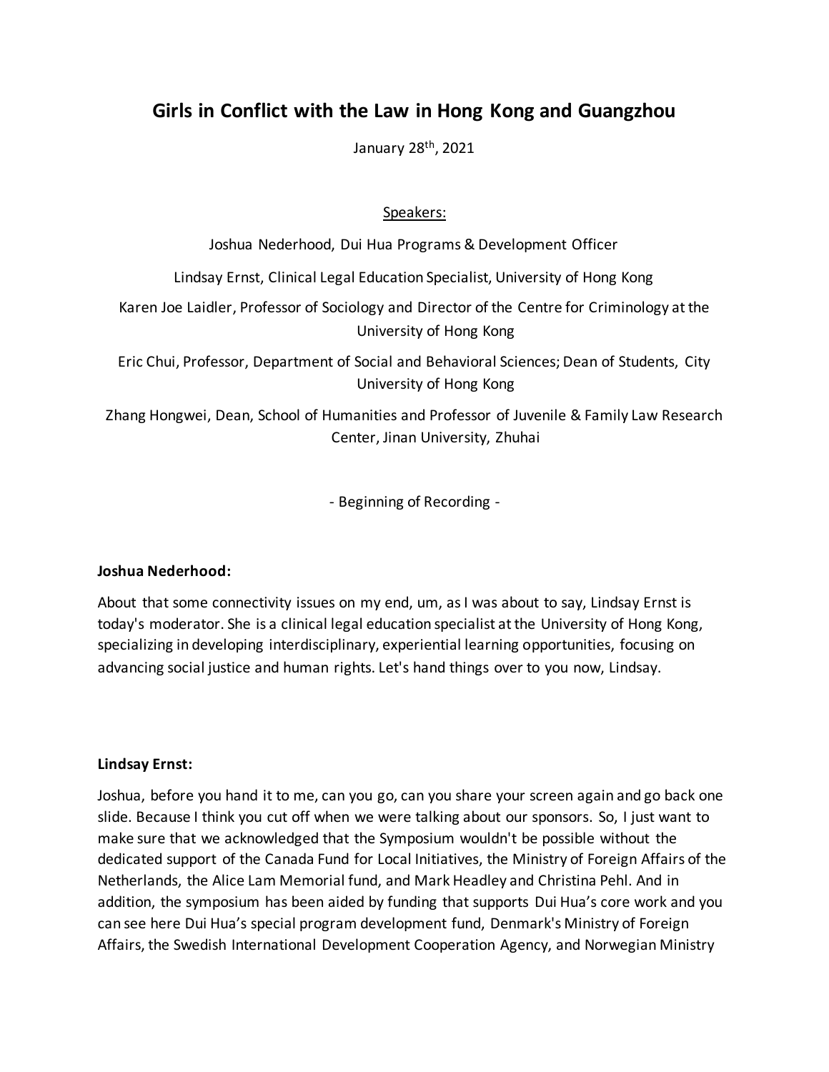# Girls in Conflict with the Law in Hong Kong and Guangzhou

January 28th, 2021

Speakers:

Joshua Nederhood, Dui Hua Programs & Development Officer

Lindsay Ernst, Clinical Legal Education Specialist, University of Hong Kong

Karen Joe Laidler, Professor of Sociology and Director of the Centre for Criminology at the University of Hong Kong

Eric Chui, Professor, Department of Social and Behavioral Sciences; Dean of Students, City University of Hong Kong

Zhang Hongwei, Dean, School of Humanities and Professor of Juvenile & Family Law Research Center, Jinan University, Zhuhai

- Beginning of Recording -

**Joshua Nederhood:**

About that some connectivity issues on my end, um, as I was about to say, Lindsay Ernst is today's moderator. She is a clinical legal education specialist at the University of Hong Kong, specializing in developing interdisciplinary, experiential learning opportunities, focusing on advancing social justice and human rights. Let's hand things over to you now, Lindsay.

**Lindsay Ernst:**

Joshua, before you hand it to me, can you go, can you share your screen again and go back one slide. Because I think you cut off when we were talking about our sponsors. So, I just want to make sure that we acknowledged that the Symposium wouldn't be possible without the dedicated support of the Canada Fund for Local Initiatives, the Ministry of Foreign Affairs of the Netherlands, the Alice Lam Memorial fund, and Mark Headley and Christina Pehl. And in addition, the symposium has been aided by funding that supports Dui Hua's core work and you can see here Dui Hua's special program development fund, Denmark's Ministry of Foreign Affairs, the Swedish International Development Cooperation Agency, and Norwegian Ministry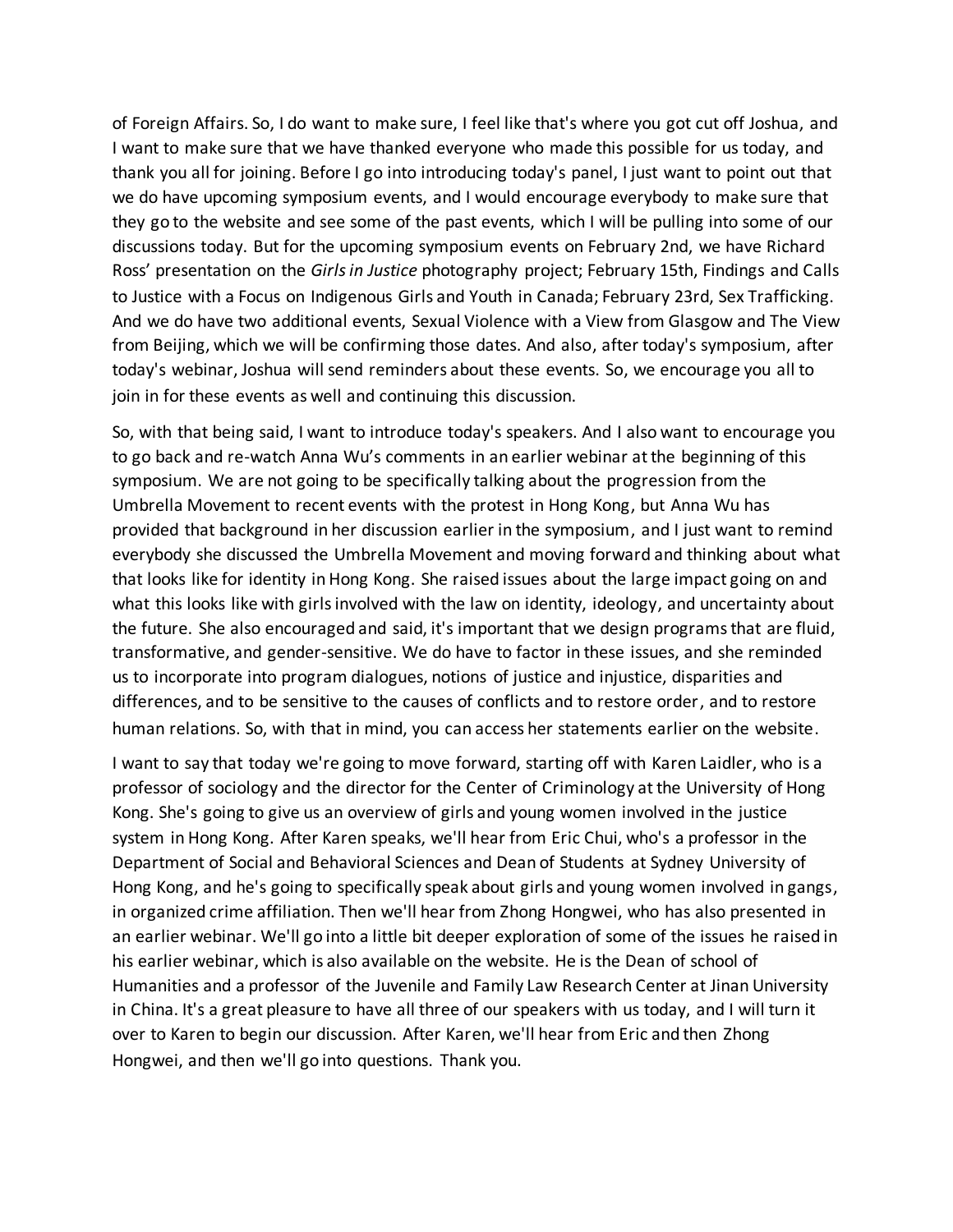of Foreign Affairs. So, I do want to make sure, I feel like that's where you got cut off Joshua, and I want to make sure that we have thanked everyone who made this possible for us today, and thank you all for joining. Before I go into introducing today's panel, I just want to point out that we do have upcoming symposium events, and I would encourage everybody to make sure that they go to the website and see some of the past events, which I will be pulling into some of our discussions today. But for the upcoming symposium events on February 2nd, we have Richard Ross' presentation on the *Girls in Justice* photography project; February 15th, Findings and Calls to Justice with a Focus on Indigenous Girls and Youth in Canada; February 23rd, Sex Trafficking. And we do have two additional events, Sexual Violence with a View from Glasgow and The View from Beijing, which we will be confirming those dates. And also, after today's symposium, after today's webinar, Joshua will send reminders about these events. So, we encourage you all to join in for these events as well and continuing this discussion.

So, with that being said, I want to introduce today's speakers. And I also want to encourage you to go back and re-watch Anna Wu's comments in an earlier webinar at the beginning of this symposium. We are not going to be specifically talking about the progression from the Umbrella Movement to recent events with the protest in Hong Kong, but Anna Wu has provided that background in her discussion earlier in the symposium, and I just want to remind everybody she discussed the Umbrella Movement and moving forward and thinking about what that looks like for identity in Hong Kong. She raised issues about the large impact going on and what this looks like with girls involved with the law on identity, ideology, and uncertainty about the future. She also encouraged and said, it's important that we design programs that are fluid, transformative, and gender-sensitive. We do have to factor in these issues, and she reminded us to incorporate into program dialogues, notions of justice and injustice, disparities and differences, and to be sensitive to the causes of conflicts and to restore order, and to restore human relations. So, with that in mind, you can access her statements earlier on the website.

I want to say that today we're going to move forward, starting off with Karen Laidler, who is a professor of sociology and the director for the Center of Criminology at the University of Hong Kong. She's going to give us an overview of girls and young women involved in the justice system in Hong Kong. After Karen speaks, we'll hear from Eric Chui, who's a professor in the Department of Social and Behavioral Sciences and Dean of Students at Sydney University of Hong Kong, and he's going to specifically speak about girls and young women involved in gangs, in organized crime affiliation. Then we'll hear from Zhong Hongwei, who has also presented in an earlier webinar. We'll go into a little bit deeper exploration of some of the issues he raised in his earlier webinar, which is also available on the website. He is the Dean of school of Humanities and a professor of the Juvenile and Family Law Research Center at Jinan University in China. It's a great pleasure to have all three of our speakers with us today, and I will turn it over to Karen to begin our discussion. After Karen, we'll hear from Eric and then Zhong Hongwei, and then we'll go into questions. Thank you.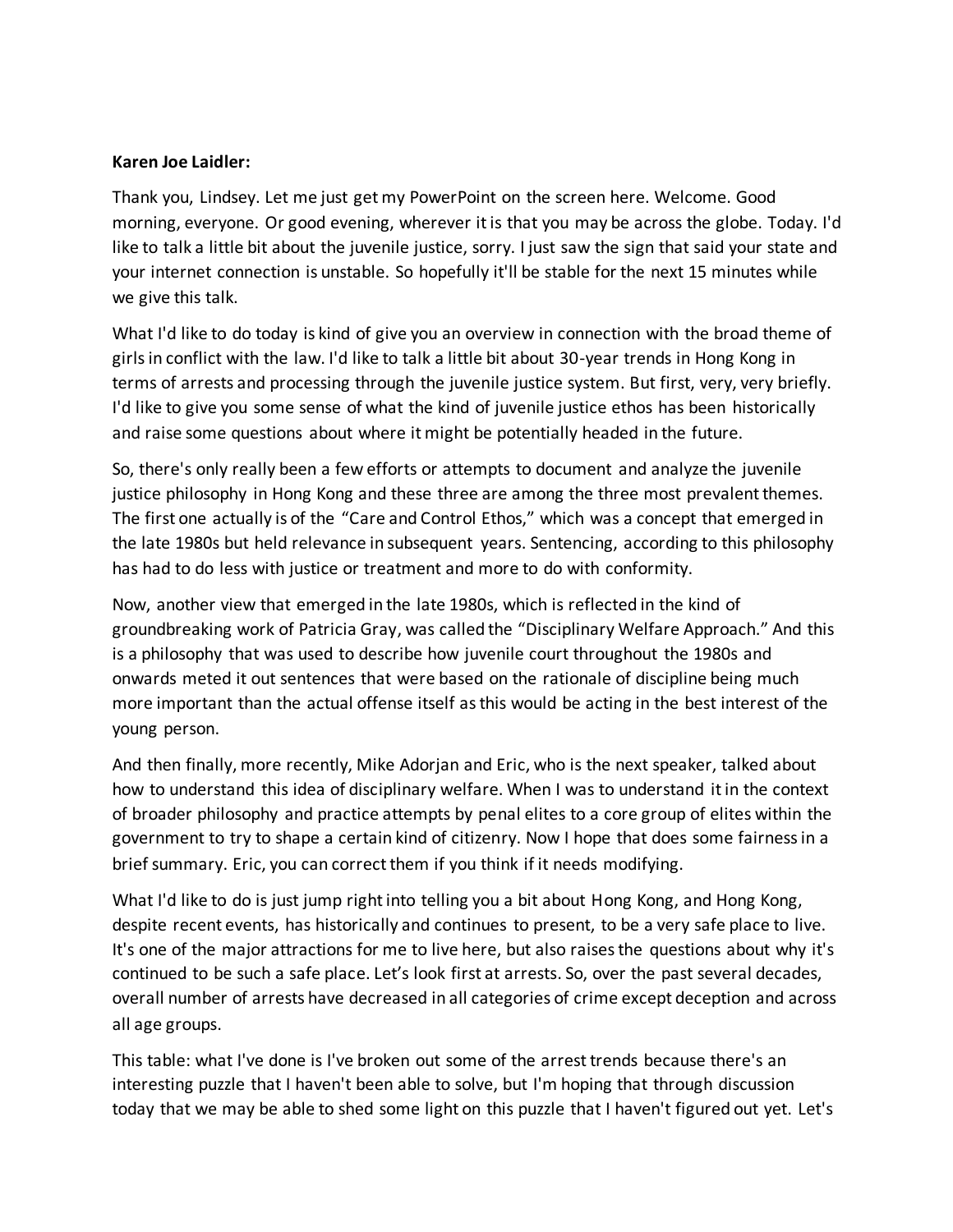**Karen Joe Laidler:**

Thank you, Lindsey. Let me just get my PowerPoint on the screen here. Welcome. Good morning, everyone. Or good evening, wherever it is that you may be across the globe. Today. I'd like to talk a little bit about the juvenile justice, sorry. I just saw the sign that said your state and your internet connection is unstable. So hopefully it'll be stable for the next 15 minutes while we give this talk.

What I'd like to do today is kind of give you an overview in connection with the broad theme of girls in conflict with the law. I'd like to talk a little bit about 30-year trends in Hong Kong in terms of arrests and processing through the juvenile justice system. But first, very, very briefly. I'd like to give you some sense of what the kind of juvenile justice ethos has been historically and raise some questions about where it might be potentially headed in the future.

So, there's only really been a few efforts or attempts to document and analyze the juvenile justice philosophy in Hong Kong and these three are among the three most prevalent themes. The first one actually is of the "Care and Control Ethos," which was a concept that emerged in the late 1980s but held relevance in subsequent years. Sentencing, according to this philosophy has had to do less with justice or treatment and more to do with conformity.

Now, another view that emerged in the late 1980s, which is reflected in the kind of groundbreaking work of Patricia Gray, was called the "Disciplinary Welfare Approach." And this is a philosophy that was used to describe how juvenile court throughout the 1980s and onwards meted it out sentences that were based on the rationale of discipline being much more important than the actual offense itself as this would be acting in the best interest of the young person.

And then finally, more recently, Mike Adorjan and Eric, who is the next speaker, talked about how to understand this idea of disciplinary welfare. When I was to understand it in the context of broader philosophy and practice attempts by penal elites to a core group of elites within the government to try to shape a certain kind of citizenry. Now I hope that does some fairness in a brief summary. Eric, you can correct them if you think if it needs modifying.

What I'd like to do is just jump right into telling you a bit about Hong Kong, and Hong Kong, despite recent events, has historically and continues to present, to be a very safe place to live. It's one of the major attractions for me to live here, but also raises the questions about why it's continued to be such a safe place. Let's look first at arrests. So, over the past several decades, overall number of arrests have decreased in all categories of crime except deception and across all age groups.

This table: what I've done is I've broken out some of the arrest trends because there's an interesting puzzle that I haven't been able to solve, but I'm hoping that through discussion today that we may be able to shed some light on this puzzle that I haven't figured out yet. Let's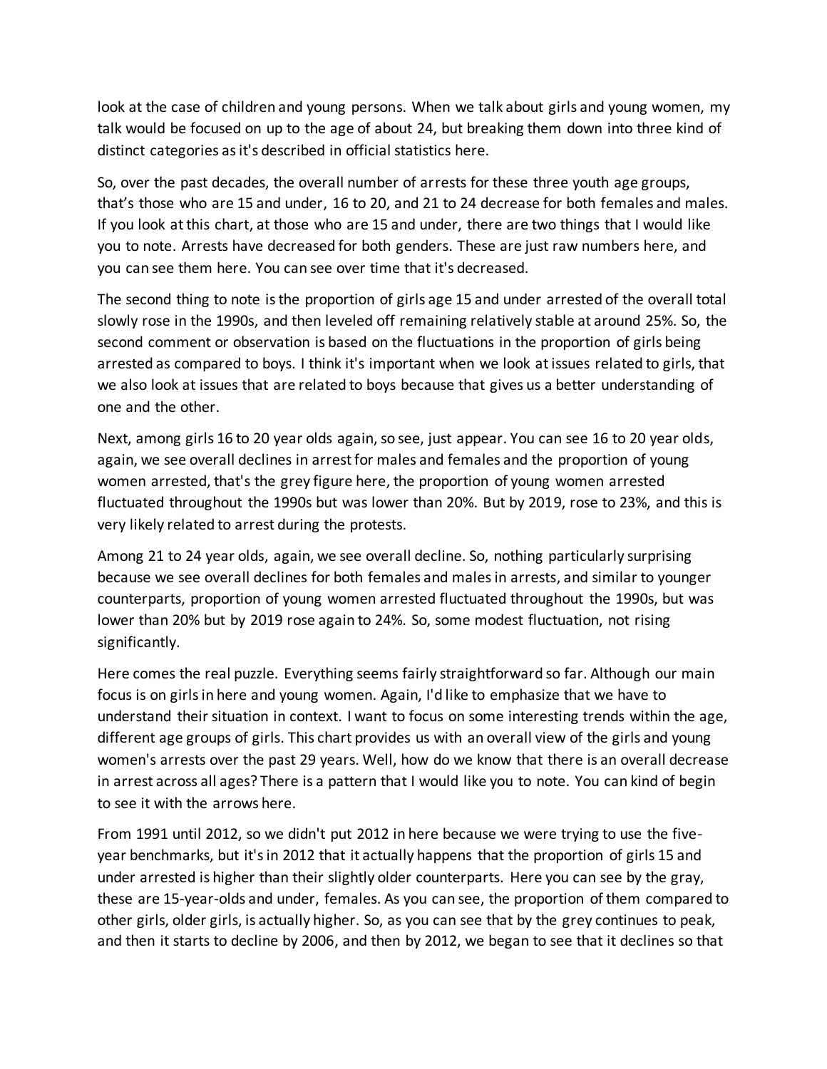look at the case of children and young persons. When we talk about girls and young women, my talk would be focused on up to the age of about 24, but breaking them down into three kind of distinct categories as it's described in official statistics here.

So, over the past decades, the overall number of arrests for these three youth age groups, that's those who are 15 and under, 16 to 20, and 21 to 24 decrease for both females and males. If you look at this chart, at those who are 15 and under, there are two things that I would like you to note. Arrests have decreased for both genders. These are just raw numbers here, and you can see them here. You can see over time that it's decreased.

The second thing to note is the proportion of girls age 15 and under arrested of the overall total slowly rose in the 1990s, and then leveled off remaining relatively stable at around 25%. So, the second comment or observation is based on the fluctuations in the proportion of girls being arrested as compared to boys. I think it's important when we look at issues related to girls, that we also look at issues that are related to boys because that gives us a better understanding of one and the other.

Next, among girls 16 to 20 year olds again, so see, just appear. You can see 16 to 20 year olds, again, we see overall declines in arrest for males and females and the proportion of young women arrested, that's the grey figure here, the proportion of young women arrested fluctuated throughout the 1990s but was lower than 20%. But by 2019, rose to 23%, and this is very likely related to arrest during the protests.

Among 21 to 24 year olds, again, we see overall decline. So, nothing particularly surprising because we see overall declines for both females and males in arrests, and similar to younger counterparts, proportion of young women arrested fluctuated throughout the 1990s, but was lower than 20% but by 2019 rose again to 24%. So, some modest fluctuation, not rising significantly.

Here comes the real puzzle. Everything seems fairly straightforward so far. Although our main focus is on girls in here and young women. Again, I'd like to emphasize that we have to understand their situation in context. I want to focus on some interesting trends within the age, different age groups of girls. This chart provides us with an overall view of the girls and young women's arrests over the past 29 years. Well, how do we know that there is an overall decrease in arrest across all ages? There is a pattern that I would like you to note. You can kind of begin to see it with the arrows here.

From 1991 until 2012, so we didn't put 2012 in here because we were trying to use the five-year benchmarks, but it's in 2012 that it actually happens that the proportion of girls 15 and under arrested is higher than their slightly older counterparts. Here you can see by the gray, these are 15-year-olds and under, females. As you can see, the proportion of them compared to other girls, older girls, is actually higher. So, as you can see that by the grey continues to peak, and then it starts to decline by 2006, and then by 2012, we began to see that it declines so that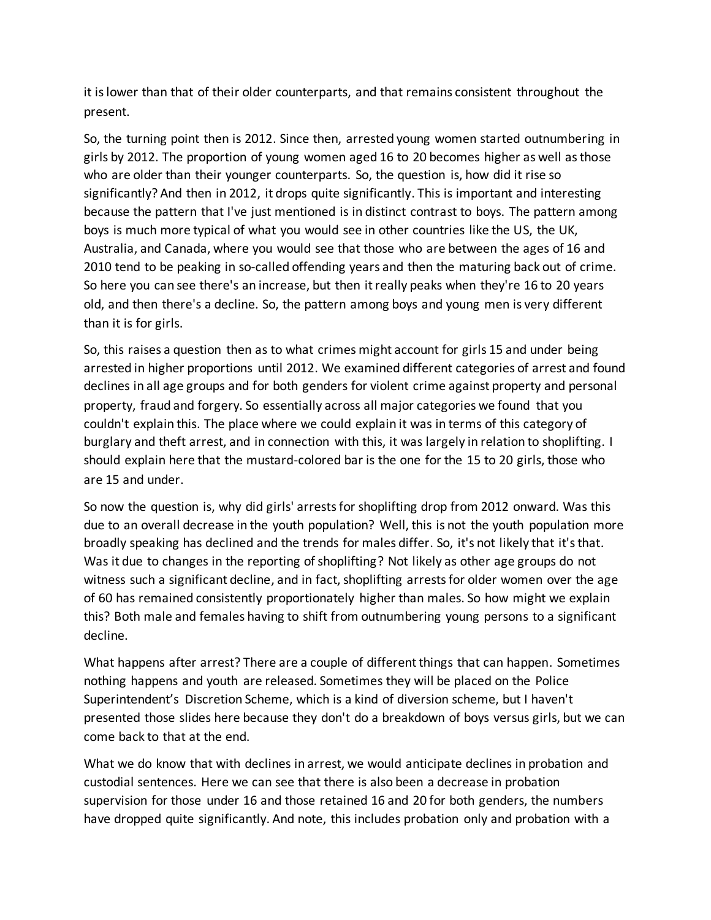it is lower than that of their older counterparts, and that remains consistent throughout the present.

So, the turning point then is 2012. Since then, arrested young women started outnumbering in girls by 2012. The proportion of young women aged 16 to 20 becomes higher as well as those who are older than their younger counterparts. So, the question is, how did it rise so significantly? And then in 2012, it drops quite significantly. This is important and interesting because the pattern that I've just mentioned is in distinct contrast to boys. The pattern among boys is much more typical of what you would see in other countries like the US, the UK, Australia, and Canada, where you would see that those who are between the ages of 16 and 2010 tend to be peaking in so-called offending years and then the maturing back out of crime. So here you can see there's an increase, but then it really peaks when they're 16 to 20 years old, and then there's a decline. So, the pattern among boys and young men is very different than it is for girls.

So, this raises a question then as to what crimes might account for girls 15 and under being arrested in higher proportions until 2012. We examined different categories of arrest and found declines in all age groups and for both genders for violent crime against property and personal property, fraud and forgery. So essentially across all major categories we found that you couldn't explain this. The place where we could explain it was in terms of this category of burglary and theft arrest, and in connection with this, it was largely in relation to shoplifting. I should explain here that the mustard-colored bar is the one for the 15 to 20 girls, those who are 15 and under.

So now the question is, why did girls' arrests for shoplifting drop from 2012 onward. Was this due to an overall decrease in the youth population? Well, this is not the youth population more broadly speaking has declined and the trends for males differ. So, it's not likely that it's that. Was it due to changes in the reporting of shoplifting? Not likely as other age groups do not witness such a significant decline, and in fact, shoplifting arrests for older women over the age of 60 has remained consistently proportionately higher than males. So how might we explain this? Both male and females having to shift from outnumbering young persons to a significant decline.

What happens after arrest? There are a couple of different things that can happen. Sometimes nothing happens and youth are released. Sometimes they will be placed on the Police Superintendent's Discretion Scheme, which is a kind of diversion scheme, but I haven't presented those slides here because they don't do a breakdown of boys versus girls, but we can come back to that at the end.

What we do know that with declines in arrest, we would anticipate declines in probation and custodial sentences. Here we can see that there is also been a decrease in probation supervision for those under 16 and those retained 16 and 20 for both genders, the numbers have dropped quite significantly. And note, this includes probation only and probation with a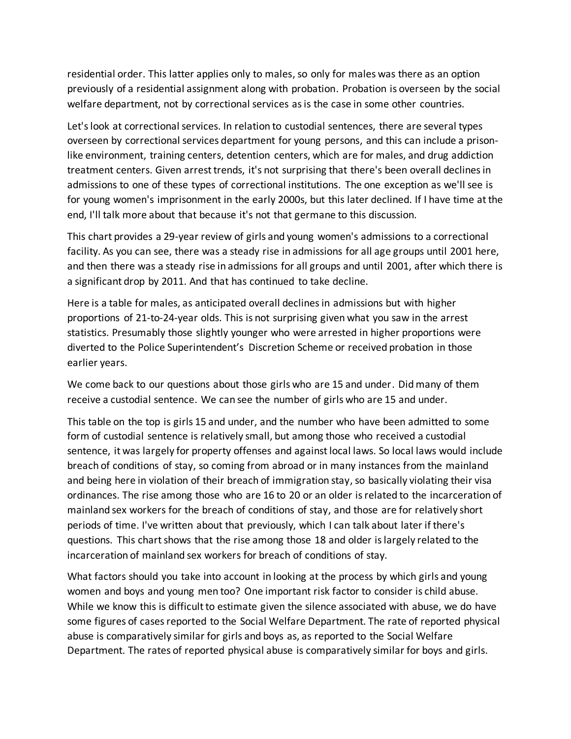residential order. This latter applies only to males, so only for males was there as an option previously of a residential assignment along with probation. Probation is overseen by the social welfare department, not by correctional services as is the case in some other countries.

Let's look at correctional services. In relation to custodial sentences, there are several types overseen by correctional services department for young persons, and this can include a prison-like environment, training centers, detention centers, which are for males, and drug addiction treatment centers. Given arrest trends, it's not surprising that there's been overall declines in admissions to one of these types of correctional institutions. The one exception as we'll see is for young women's imprisonment in the early 2000s, but this later declined. If I have time at the end, I'll talk more about that because it's not that germane to this discussion.

This chart provides a 29-year review of girls and young women's admissions to a correctional facility. As you can see, there was a steady rise in admissions for all age groups until 2001 here, and then there was a steady rise in admissions for all groups and until 2001, after which there is a significant drop by 2011. And that has continued to take decline.

Here is a table for males, as anticipated overall declines in admissions but with higher proportions of 21-to-24-year olds. This is not surprising given what you saw in the arrest statistics. Presumably those slightly younger who were arrested in higher proportions were diverted to the Police Superintendent's Discretion Scheme or received probation in those earlier years.

We come back to our questions about those girls who are 15 and under. Did many of them receive a custodial sentence. We can see the number of girls who are 15 and under.

This table on the top is girls 15 and under, and the number who have been admitted to some form of custodial sentence is relatively small, but among those who received a custodial sentence, it was largely for property offenses and against local laws. So local laws would include breach of conditions of stay, so coming from abroad or in many instances from the mainland and being here in violation of their breach of immigration stay, so basically violating their visa ordinances. The rise among those who are 16 to 20 or an older is related to the incarceration of mainland sex workers for the breach of conditions of stay, and those are for relatively short periods of time. I've written about that previously, which I can talk about later if there's questions. This chart shows that the rise among those 18 and older is largely related to the incarceration of mainland sex workers for breach of conditions of stay.

What factors should you take into account in looking at the process by which girls and young women and boys and young men too? One important risk factor to consider is child abuse. While we know this is difficult to estimate given the silence associated with abuse, we do have some figures of cases reported to the Social Welfare Department. The rate of reported physical abuse is comparatively similar for girls and boys as, as reported to the Social Welfare Department. The rates of reported physical abuse is comparatively similar for boys and girls.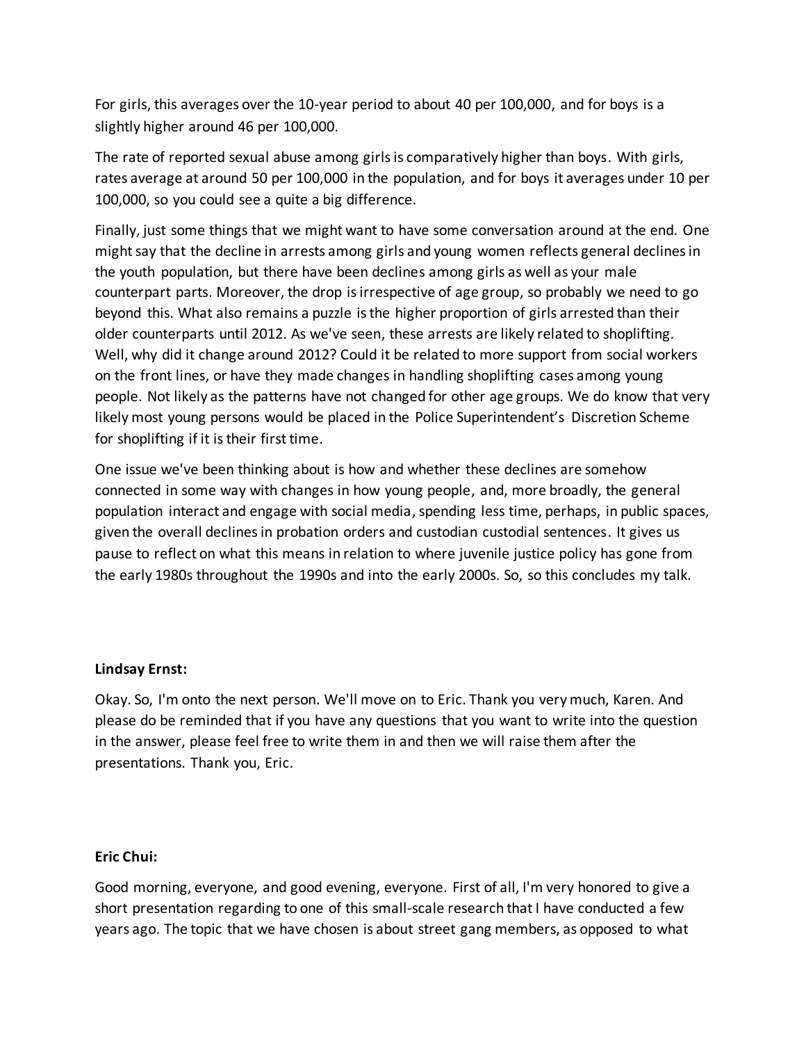For girls, this averages over the 10-year period to about 40 per 100,000, and for boys is a slightly higher around 46 per 100,000.

The rate of reported sexual abuse among girls is comparatively higher than boys. With girls, rates average at around 50 per 100,000 in the population, and for boys it averages under 10 per 100,000, so you could see a quite a big difference.

Finally, just some things that we might want to have some conversation around at the end. One might say that the decline in arrests among girls and young women reflects general declines in the youth population, but there have been declines among girls as well as your male counterpart parts. Moreover, the drop is irrespective of age group, so probably we need to go beyond this. What also remains a puzzle is the higher proportion of girls arrested than their older counterparts until 2012. As we've seen, these arrests are likely related to shoplifting. Well, why did it change around 2012? Could it be related to more support from social workers on the front lines, or have they made changes in handling shoplifting cases among young people. Not likely as the patterns have not changed for other age groups. We do know that very likely most young persons would be placed in the Police Superintendent's Discretion Scheme for shoplifting if it is their first time.

One issue we've been thinking about is how and whether these declines are somehow connected in some way with changes in how young people, and, more broadly, the general population interact and engage with social media, spending less time, perhaps, in public spaces, given the overall declines in probation orders and custodian custodial sentences. It gives us pause to reflect on what this means in relation to where juvenile justice policy has gone from the early 1980s throughout the 1990s and into the early 2000s. So, so this concludes my talk.

**Lindsay Ernst:**

Okay. So, I'm onto the next person. We'll move on to Eric. Thank you very much, Karen. And please do be reminded that if you have any questions that you want to write into the question in the answer, please feel free to write them in and then we will raise them after the presentations. Thank you, Eric.

**Eric Chui:**

Good morning, everyone, and good evening, everyone. First of all, I'm very honored to give a short presentation regarding to one of this small-scale research that I have conducted a few years ago. The topic that we have chosen is about street gang members, as opposed to what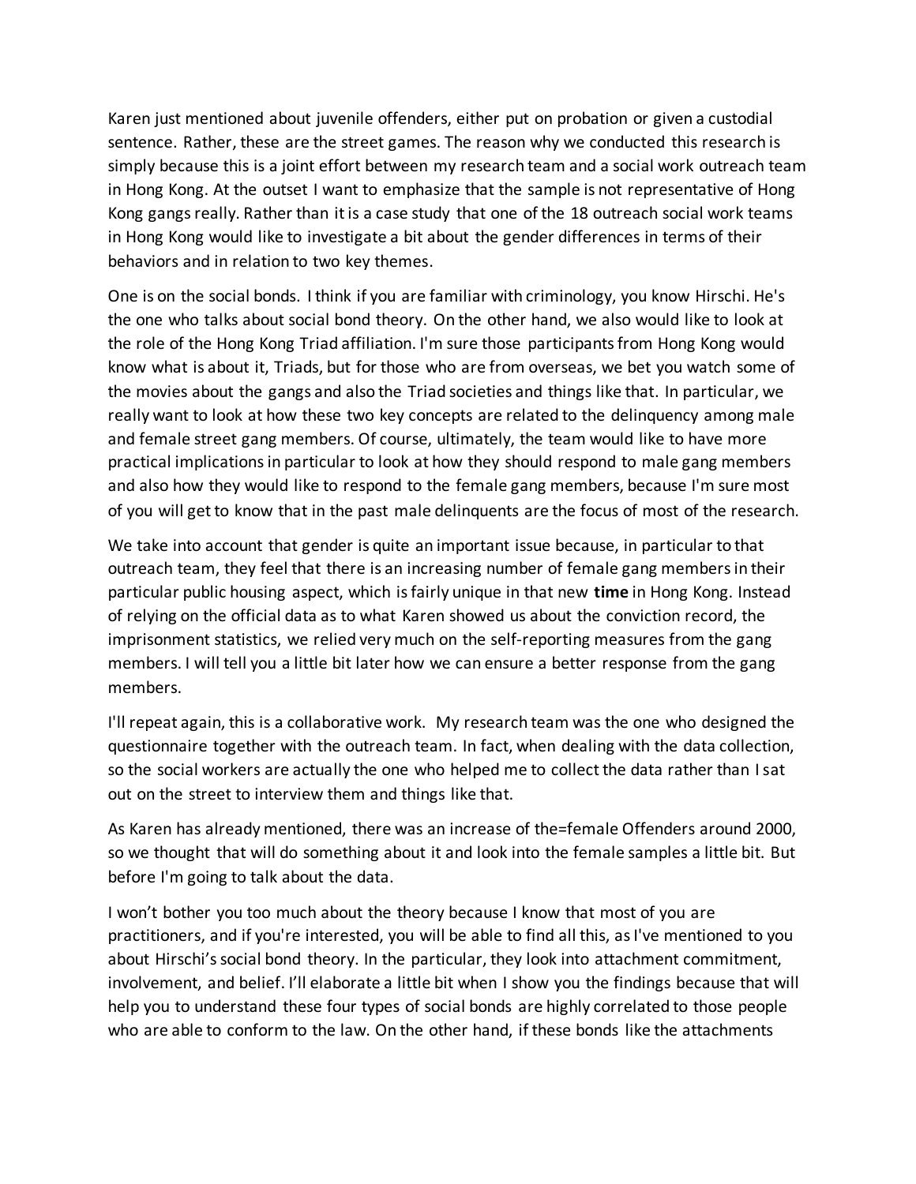Karen just mentioned about juvenile offenders, either put on probation or given a custodial sentence. Rather, these are the street games. The reason why we conducted this research is simply because this is a joint effort between my research team and a social work outreach team in Hong Kong. At the outset I want to emphasize that the sample is not representative of Hong Kong gangs really. Rather than it is a case study that one of the 18 outreach social work teams in Hong Kong would like to investigate a bit about the gender differences in terms of their behaviors and in relation to two key themes.

One is on the social bonds. I think if you are familiar with criminology, you know Hirschi. He's the one who talks about social bond theory. On the other hand, we also would like to look at the role of the Hong Kong Triad affiliation. I'm sure those participants from Hong Kong would know what is about it, Triads, but for those who are from overseas, we bet you watch some of the movies about the gangs and also the Triad societies and things like that. In particular, we really want to look at how these two key concepts are related to the delinquency among male and female street gang members. Of course, ultimately, the team would like to have more practical implications in particular to look at how they should respond to male gang members and also how they would like to respond to the female gang members, because I'm sure most of you will get to know that in the past male delinquents are the focus of most of the research.

We take into account that gender is quite an important issue because, in particular to that outreach team, they feel that there is an increasing number of female gang members in their particular public housing aspect, which is fairly unique in that new **time** in Hong Kong. Instead of relying on the official data as to what Karen showed us about the conviction record, the imprisonment statistics, we relied very much on the self-reporting measures from the gang members. I will tell you a little bit later how we can ensure a better response from the gang members.

I'll repeat again, this is a collaborative work. My research team was the one who designed the questionnaire together with the outreach team. In fact, when dealing with the data collection, so the social workers are actually the one who helped me to collect the data rather than I sat out on the street to interview them and things like that.

As Karen has already mentioned, there was an increase of the=female Offenders around 2000, so we thought that will do something about it and look into the female samples a little bit. But before I'm going to talk about the data.

I won't bother you too much about the theory because I know that most of you are practitioners, and if you're interested, you will be able to find all this, as I've mentioned to you about Hirschi's social bond theory. In the particular, they look into attachment commitment, involvement, and belief. I'll elaborate a little bit when I show you the findings because that will help you to understand these four types of social bonds are highly correlated to those people who are able to conform to the law. On the other hand, if these bonds like the attachments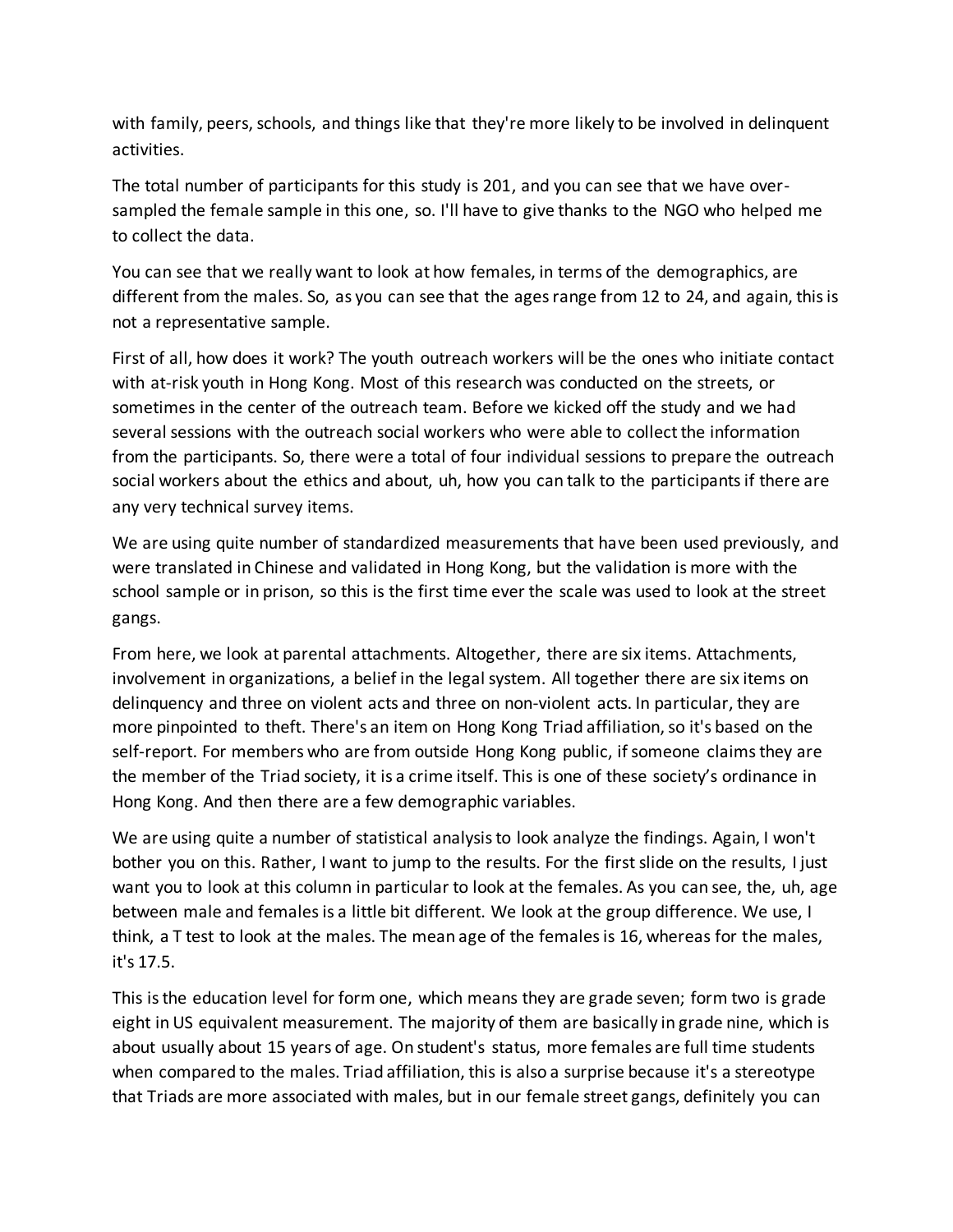with family, peers, schools, and things like that they're more likely to be involved in delinquent activities.

The total number of participants for this study is 201, and you can see that we have over-sampled the female sample in this one, so. I'll have to give thanks to the NGO who helped me to collect the data.

You can see that we really want to look at how females, in terms of the demographics, are different from the males. So, as you can see that the ages range from 12 to 24, and again, this is not a representative sample.

First of all, how does it work? The youth outreach workers will be the ones who initiate contact with at-risk youth in Hong Kong. Most of this research was conducted on the streets, or sometimes in the center of the outreach team. Before we kicked off the study and we had several sessions with the outreach social workers who were able to collect the information from the participants. So, there were a total of four individual sessions to prepare the outreach social workers about the ethics and about, uh, how you can talk to the participants if there are any very technical survey items.

We are using quite number of standardized measurements that have been used previously, and were translated in Chinese and validated in Hong Kong, but the validation is more with the school sample or in prison, so this is the first time ever the scale was used to look at the street gangs.

From here, we look at parental attachments. Altogether, there are six items. Attachments, involvement in organizations, a belief in the legal system. All together there are six items on delinquency and three on violent acts and three on non-violent acts. In particular, they are more pinpointed to theft. There's an item on Hong Kong Triad affiliation, so it's based on the self-report. For members who are from outside Hong Kong public, if someone claims they are the member of the Triad society, it is a crime itself. This is one of these society's ordinance in Hong Kong. And then there are a few demographic variables.

We are using quite a number of statistical analysis to look analyze the findings. Again, I won't bother you on this. Rather, I want to jump to the results. For the first slide on the results, I just want you to look at this column in particular to look at the females. As you can see, the, uh, age between male and females is a little bit different. We look at the group difference. We use, I think, a T test to look at the males. The mean age of the females is 16, whereas for the males, it's 17.5.

This is the education level for form one, which means they are grade seven; form two is grade eight in US equivalent measurement. The majority of them are basically in grade nine, which is about usually about 15 years of age. On student's status, more females are full time students when compared to the males. Triad affiliation, this is also a surprise because it's a stereotype that Triads are more associated with males, but in our female street gangs, definitely you can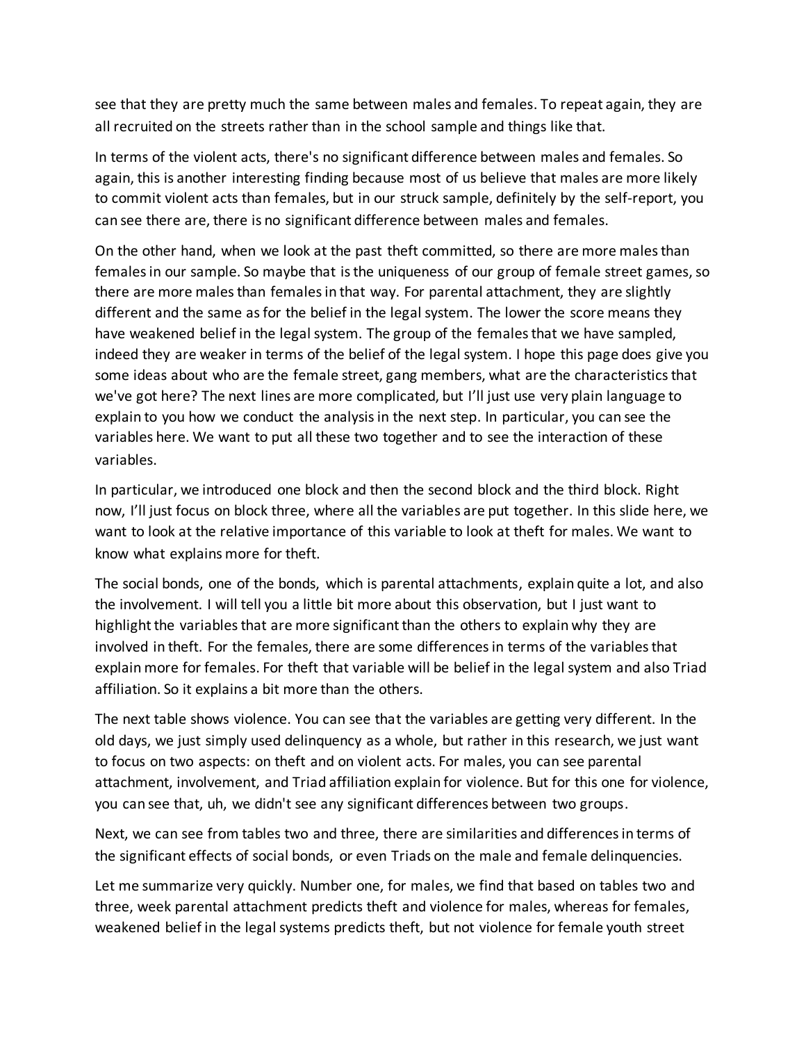see that they are pretty much the same between males and females. To repeat again, they are all recruited on the streets rather than in the school sample and things like that.

In terms of the violent acts, there's no significant difference between males and females. So again, this is another interesting finding because most of us believe that males are more likely to commit violent acts than females, but in our struck sample, definitely by the self-report, you can see there are, there is no significant difference between males and females.

On the other hand, when we look at the past theft committed, so there are more males than females in our sample. So maybe that is the uniqueness of our group of female street games, so there are more males than females in that way. For parental attachment, they are slightly different and the same as for the belief in the legal system. The lower the score means they have weakened belief in the legal system. The group of the females that we have sampled, indeed they are weaker in terms of the belief of the legal system. I hope this page does give you some ideas about who are the female street, gang members, what are the characteristics that we've got here? The next lines are more complicated, but I'll just use very plain language to explain to you how we conduct the analysis in the next step. In particular, you can see the variables here. We want to put all these two together and to see the interaction of these variables.

In particular, we introduced one block and then the second block and the third block. Right now, I'll just focus on block three, where all the variables are put together. In this slide here, we want to look at the relative importance of this variable to look at theft for males. We want to know what explains more for theft.

The social bonds, one of the bonds, which is parental attachments, explain quite a lot, and also the involvement. I will tell you a little bit more about this observation, but I just want to highlight the variables that are more significant than the others to explain why they are involved in theft. For the females, there are some differences in terms of the variables that explain more for females. For theft that variable will be belief in the legal system and also Triad affiliation. So it explains a bit more than the others.

The next table shows violence. You can see that the variables are getting very different. In the old days, we just simply used delinquency as a whole, but rather in this research, we just want to focus on two aspects: on theft and on violent acts. For males, you can see parental attachment, involvement, and Triad affiliation explain for violence. But for this one for violence, you can see that, uh, we didn't see any significant differences between two groups.

Next, we can see from tables two and three, there are similarities and differences in terms of the significant effects of social bonds, or even Triads on the male and female delinquencies.

Let me summarize very quickly. Number one, for males, we find that based on tables two and three, week parental attachment predicts theft and violence for males, whereas for females, weakened belief in the legal systems predicts theft, but not violence for female youth street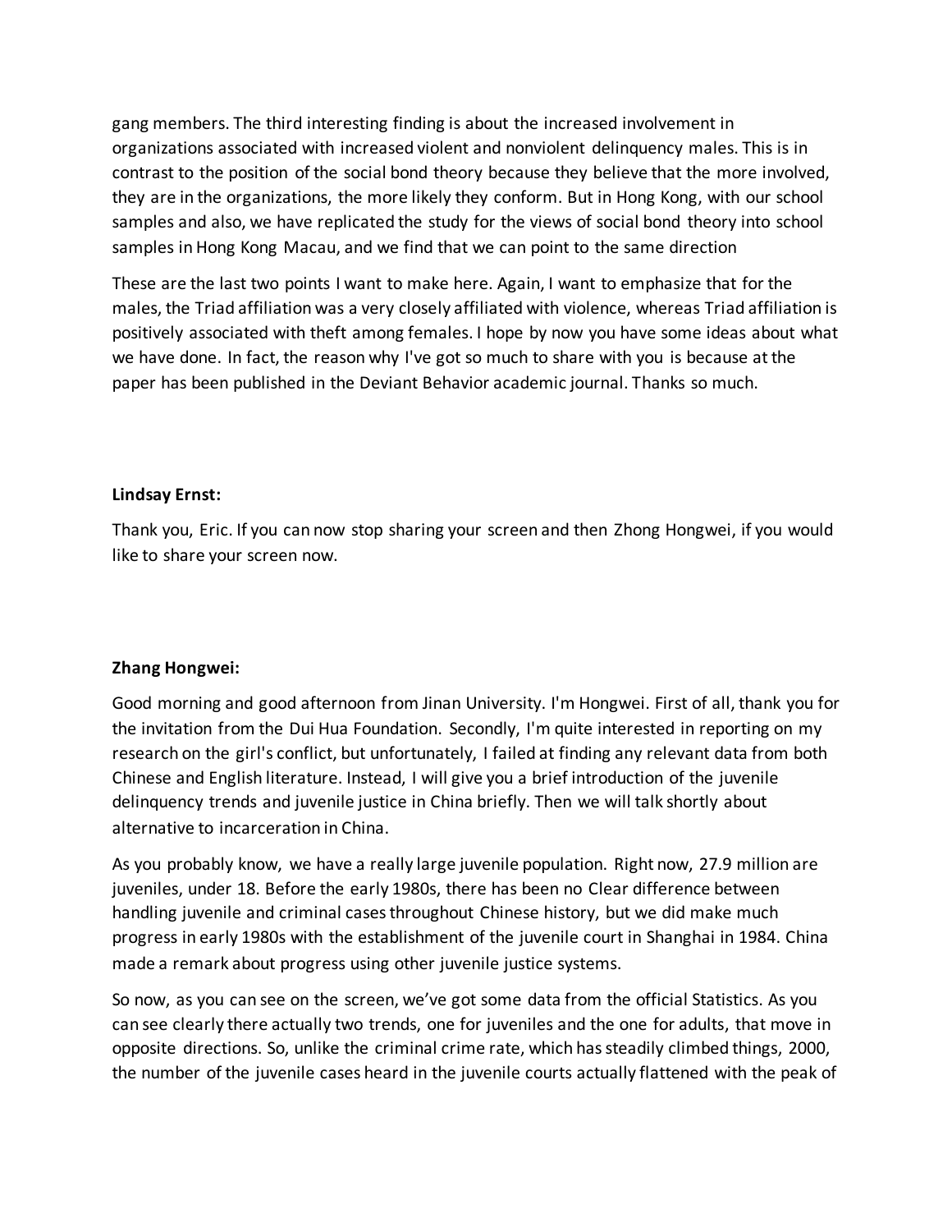gang members. The third interesting finding is about the increased involvement in organizations associated with increased violent and nonviolent delinquency males. This is in contrast to the position of the social bond theory because they believe that the more involved, they are in the organizations, the more likely they conform. But in Hong Kong, with our school samples and also, we have replicated the study for the views of social bond theory into school samples in Hong Kong Macau, and we find that we can point to the same direction

These are the last two points I want to make here. Again, I want to emphasize that for the males, the Triad affiliation was a very closely affiliated with violence, whereas Triad affiliation is positively associated with theft among females. I hope by now you have some ideas about what we have done. In fact, the reason why I've got so much to share with you is because at the paper has been published in the Deviant Behavior academic journal. Thanks so much.

**Lindsay Ernst:**

Thank you, Eric. If you can now stop sharing your screen and then Zhong Hongwei, if you would like to share your screen now.

**Zhang Hongwei:**

Good morning and good afternoon from Jinan University. I'm Hongwei. First of all, thank you for the invitation from the Dui Hua Foundation. Secondly, I'm quite interested in reporting on my research on the girl's conflict, but unfortunately, I failed at finding any relevant data from both Chinese and English literature. Instead, I will give you a brief introduction of the juvenile delinquency trends and juvenile justice in China briefly. Then we will talk shortly about alternative to incarceration in China.

As you probably know, we have a really large juvenile population. Right now, 27.9 million are juveniles, under 18. Before the early 1980s, there has been no Clear difference between handling juvenile and criminal cases throughout Chinese history, but we did make much progress in early 1980s with the establishment of the juvenile court in Shanghai in 1984. China made a remark about progress using other juvenile justice systems.

So now, as you can see on the screen, we've got some data from the official Statistics. As you can see clearly there actually two trends, one for juveniles and the one for adults, that move in opposite directions. So, unlike the criminal crime rate, which has steadily climbed things, 2000, the number of the juvenile cases heard in the juvenile courts actually flattened with the peak of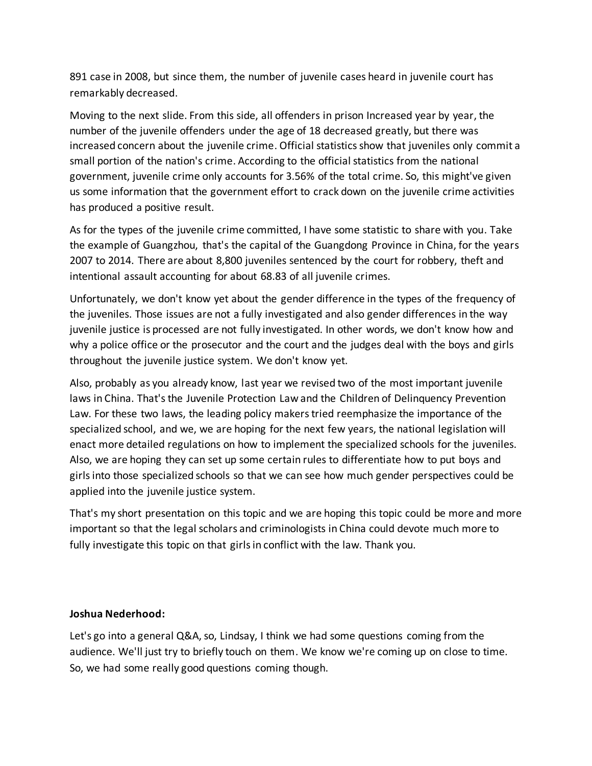891 case in 2008, but since them, the number of juvenile cases heard in juvenile court has remarkably decreased.

Moving to the next slide. From this side, all offenders in prison Increased year by year, the number of the juvenile offenders under the age of 18 decreased greatly, but there was increased concern about the juvenile crime. Official statistics show that juveniles only commit a small portion of the nation's crime. According to the official statistics from the national government, juvenile crime only accounts for 3.56% of the total crime. So, this might've given us some information that the government effort to crack down on the juvenile crime activities has produced a positive result.

As for the types of the juvenile crime committed, I have some statistic to share with you. Take the example of Guangzhou, that's the capital of the Guangdong Province in China, for the years 2007 to 2014. There are about 8,800 juveniles sentenced by the court for robbery, theft and intentional assault accounting for about 68.83 of all juvenile crimes.

Unfortunately, we don't know yet about the gender difference in the types of the frequency of the juveniles. Those issues are not a fully investigated and also gender differences in the way juvenile justice is processed are not fully investigated. In other words, we don't know how and why a police office or the prosecutor and the court and the judges deal with the boys and girls throughout the juvenile justice system. We don't know yet.

Also, probably as you already know, last year we revised two of the most important juvenile laws in China. That's the Juvenile Protection Law and the Children of Delinquency Prevention Law. For these two laws, the leading policy makers tried reemphasize the importance of the specialized school, and we, we are hoping for the next few years, the national legislation will enact more detailed regulations on how to implement the specialized schools for the juveniles. Also, we are hoping they can set up some certain rules to differentiate how to put boys and girls into those specialized schools so that we can see how much gender perspectives could be applied into the juvenile justice system.

That's my short presentation on this topic and we are hoping this topic could be more and more important so that the legal scholars and criminologists in China could devote much more to fully investigate this topic on that girls in conflict with the law. Thank you.

**Joshua Nederhood:**

Let's go into a general Q&A, so, Lindsay, I think we had some questions coming from the audience. We'll just try to briefly touch on them. We know we're coming up on close to time. So, we had some really good questions coming though.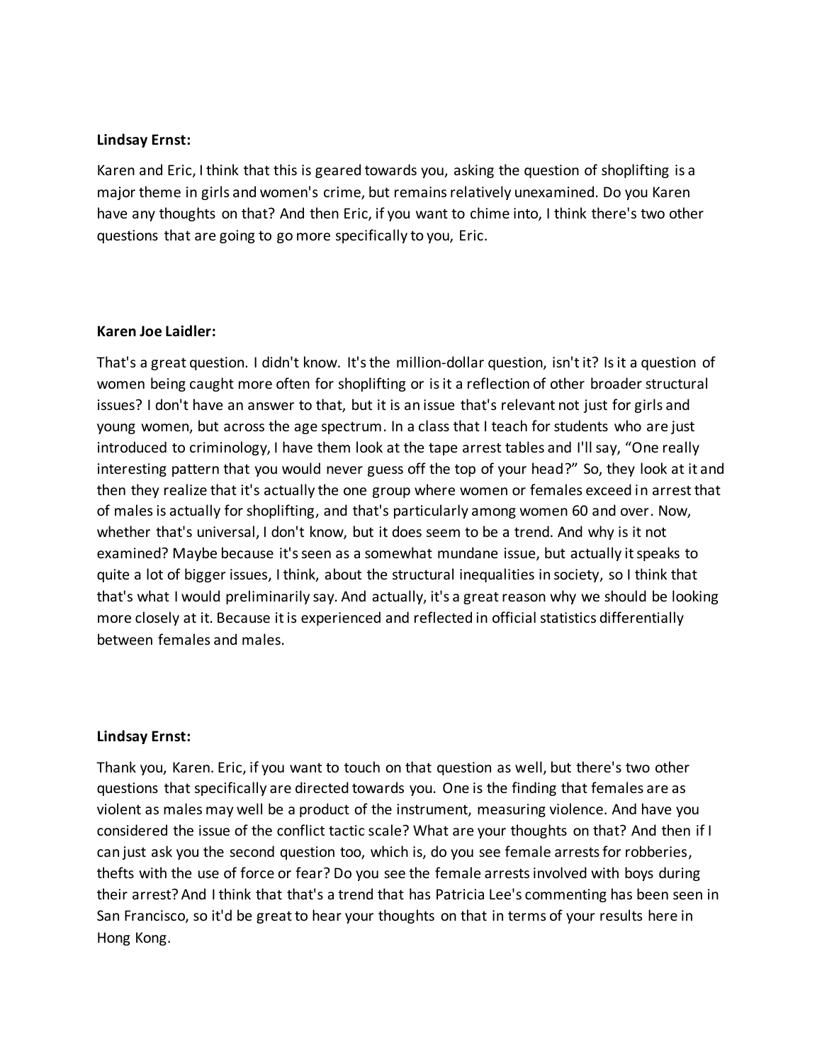**Lindsay Ernst:**

Karen and Eric, I think that this is geared towards you, asking the question of shoplifting is a major theme in girls and women's crime, but remains relatively unexamined. Do you Karen have any thoughts on that? And then Eric, if you want to chime into, I think there's two other questions that are going to go more specifically to you, Eric.

**Karen Joe Laidler:**

That's a great question. I didn't know. It's the million-dollar question, isn't it? Is it a question of women being caught more often for shoplifting or is it a reflection of other broader structural issues? I don't have an answer to that, but it is an issue that's relevant not just for girls and young women, but across the age spectrum. In a class that I teach for students who are just introduced to criminology, I have them look at the tape arrest tables and I'll say, "One really interesting pattern that you would never guess off the top of your head?" So, they look at it and then they realize that it's actually the one group where women or females exceed in arrest that of males is actually for shoplifting, and that's particularly among women 60 and over. Now, whether that's universal, I don't know, but it does seem to be a trend. And why is it not examined? Maybe because it's seen as a somewhat mundane issue, but actually it speaks to quite a lot of bigger issues, I think, about the structural inequalities in society, so I think that that's what I would preliminarily say. And actually, it's a great reason why we should be looking more closely at it. Because it is experienced and reflected in official statistics differentially between females and males.

**Lindsay Ernst:**

Thank you, Karen. Eric, if you want to touch on that question as well, but there's two other questions that specifically are directed towards you. One is the finding that females are as violent as males may well be a product of the instrument, measuring violence. And have you considered the issue of the conflict tactic scale? What are your thoughts on that? And then if I can just ask you the second question too, which is, do you see female arrests for robberies, thefts with the use of force or fear? Do you see the female arrests involved with boys during their arrest? And I think that that's a trend that has Patricia Lee's commenting has been seen in San Francisco, so it'd be great to hear your thoughts on that in terms of your results here in Hong Kong.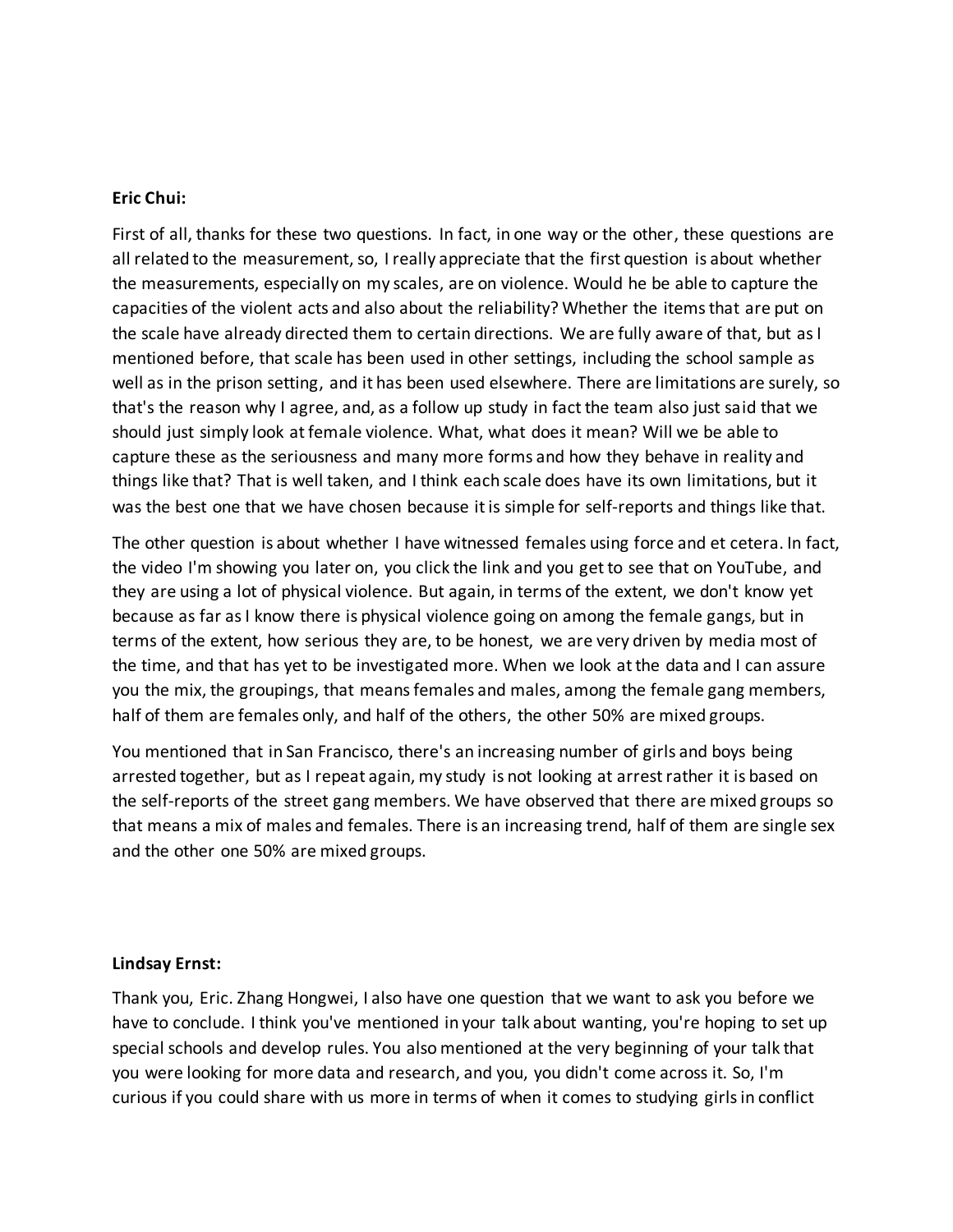**Eric Chui:**

First of all, thanks for these two questions. In fact, in one way or the other, these questions are all related to the measurement, so, I really appreciate that the first question is about whether the measurements, especially on my scales, are on violence. Would he be able to capture the capacities of the violent acts and also about the reliability? Whether the items that are put on the scale have already directed them to certain directions. We are fully aware of that, but as I mentioned before, that scale has been used in other settings, including the school sample as well as in the prison setting, and it has been used elsewhere. There are limitations are surely, so that's the reason why I agree, and, as a follow up study in fact the team also just said that we should just simply look at female violence. What, what does it mean? Will we be able to capture these as the seriousness and many more forms and how they behave in reality and things like that? That is well taken, and I think each scale does have its own limitations, but it was the best one that we have chosen because it is simple for self-reports and things like that.

The other question is about whether I have witnessed females using force and et cetera. In fact, the video I'm showing you later on, you click the link and you get to see that on YouTube, and they are using a lot of physical violence. But again, in terms of the extent, we don't know yet because as far as I know there is physical violence going on among the female gangs, but in terms of the extent, how serious they are, to be honest, we are very driven by media most of the time, and that has yet to be investigated more. When we look at the data and I can assure you the mix, the groupings, that means females and males, among the female gang members, half of them are females only, and half of the others, the other 50% are mixed groups.

You mentioned that in San Francisco, there's an increasing number of girls and boys being arrested together, but as I repeat again, my study is not looking at arrest rather it is based on the self-reports of the street gang members. We have observed that there are mixed groups so that means a mix of males and females. There is an increasing trend, half of them are single sex and the other one 50% are mixed groups.

**Lindsay Ernst:**

Thank you, Eric. Zhang Hongwei, I also have one question that we want to ask you before we have to conclude. I think you've mentioned in your talk about wanting, you're hoping to set up special schools and develop rules. You also mentioned at the very beginning of your talk that you were looking for more data and research, and you, you didn't come across it. So, I'm curious if you could share with us more in terms of when it comes to studying girls in conflict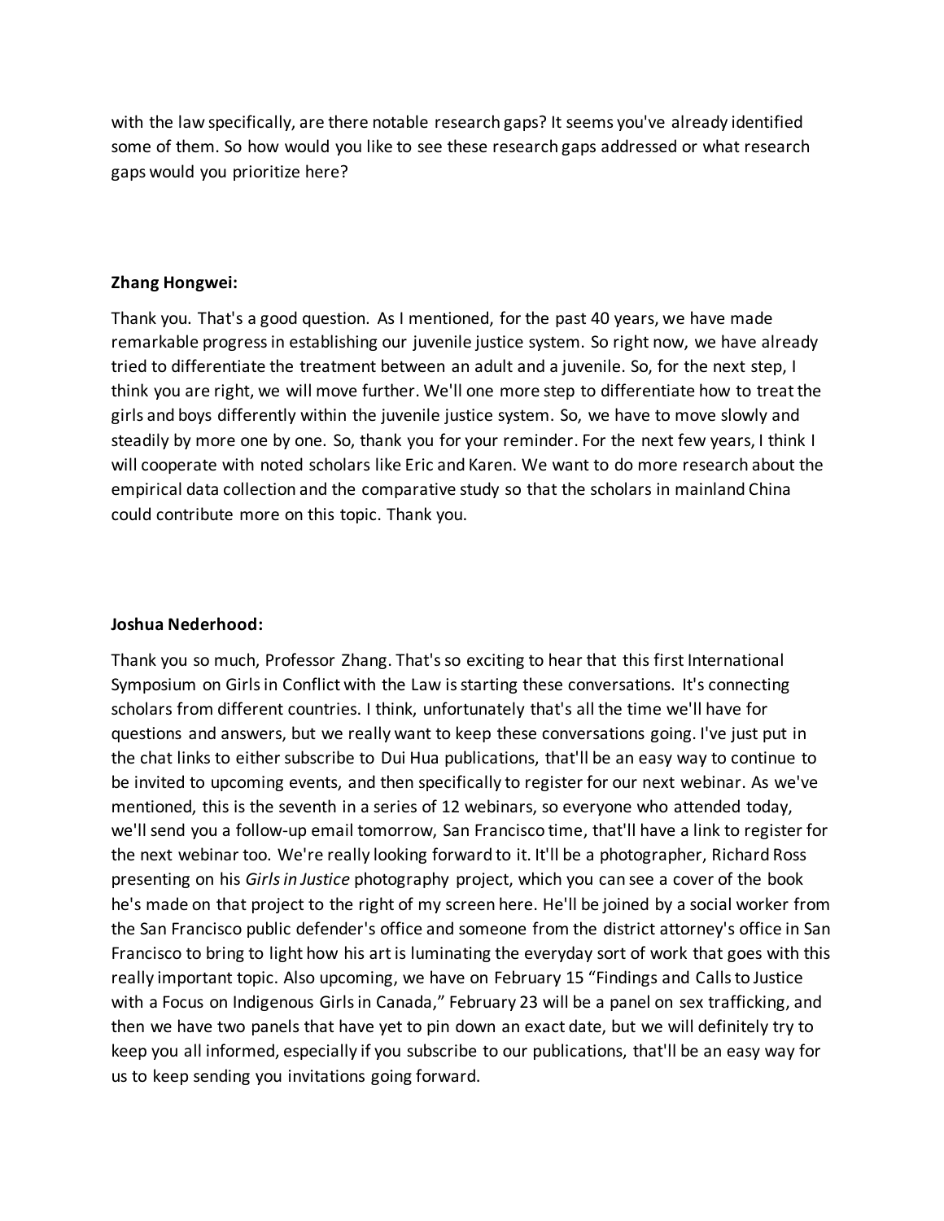with the law specifically, are there notable research gaps? It seems you've already identified some of them. So how would you like to see these research gaps addressed or what research gaps would you prioritize here?

**Zhang Hongwei:**

Thank you. That's a good question. As I mentioned, for the past 40 years, we have made remarkable progress in establishing our juvenile justice system. So right now, we have already tried to differentiate the treatment between an adult and a juvenile. So, for the next step, I think you are right, we will move further. We'll one more step to differentiate how to treat the girls and boys differently within the juvenile justice system. So, we have to move slowly and steadily by more one by one. So, thank you for your reminder. For the next few years, I think I will cooperate with noted scholars like Eric and Karen. We want to do more research about the empirical data collection and the comparative study so that the scholars in mainland China could contribute more on this topic. Thank you.

**Joshua Nederhood:**

Thank you so much, Professor Zhang. That's so exciting to hear that this first International Symposium on Girls in Conflict with the Law is starting these conversations. It's connecting scholars from different countries. I think, unfortunately that's all the time we'll have for questions and answers, but we really want to keep these conversations going. I've just put in the chat links to either subscribe to Dui Hua publications, that'll be an easy way to continue to be invited to upcoming events, and then specifically to register for our next webinar. As we've mentioned, this is the seventh in a series of 12 webinars, so everyone who attended today, we'll send you a follow-up email tomorrow, San Francisco time, that'll have a link to register for the next webinar too. We're really looking forward to it. It'll be a photographer, Richard Ross presenting on his *Girls in Justice* photography project, which you can see a cover of the book he's made on that project to the right of my screen here. He'll be joined by a social worker from the San Francisco public defender's office and someone from the district attorney's office in San Francisco to bring to light how his art is luminating the everyday sort of work that goes with this really important topic. Also upcoming, we have on February 15 "Findings and Calls to Justice with a Focus on Indigenous Girls in Canada," February 23 will be a panel on sex trafficking, and then we have two panels that have yet to pin down an exact date, but we will definitely try to keep you all informed, especially if you subscribe to our publications, that'll be an easy way for us to keep sending you invitations going forward.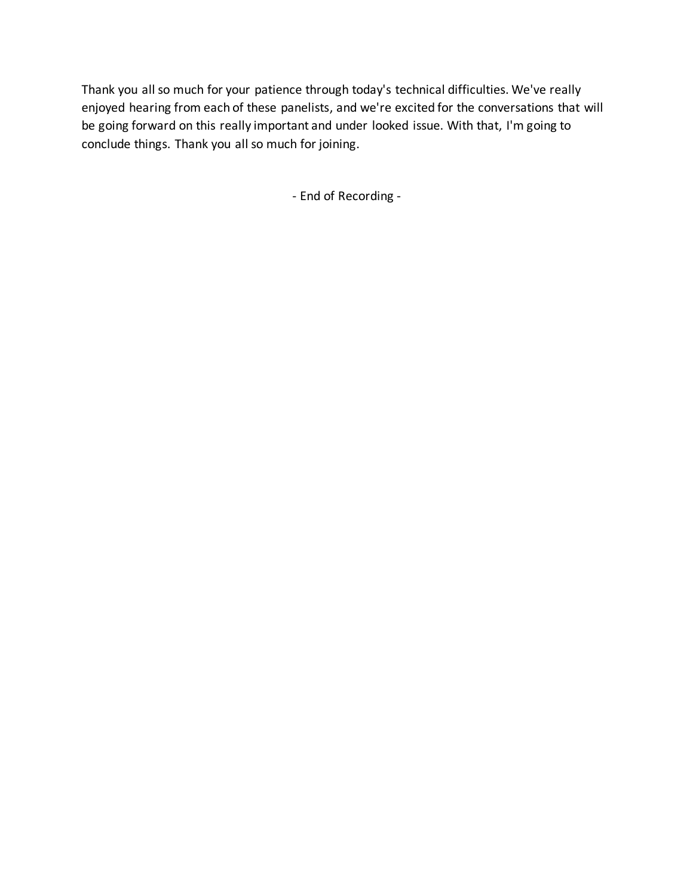Thank you all so much for your patience through today's technical difficulties. We've really enjoyed hearing from each of these panelists, and we're excited for the conversations that will be going forward on this really important and under looked issue. With that, I'm going to conclude things. Thank you all so much for joining.

- End of Recording -